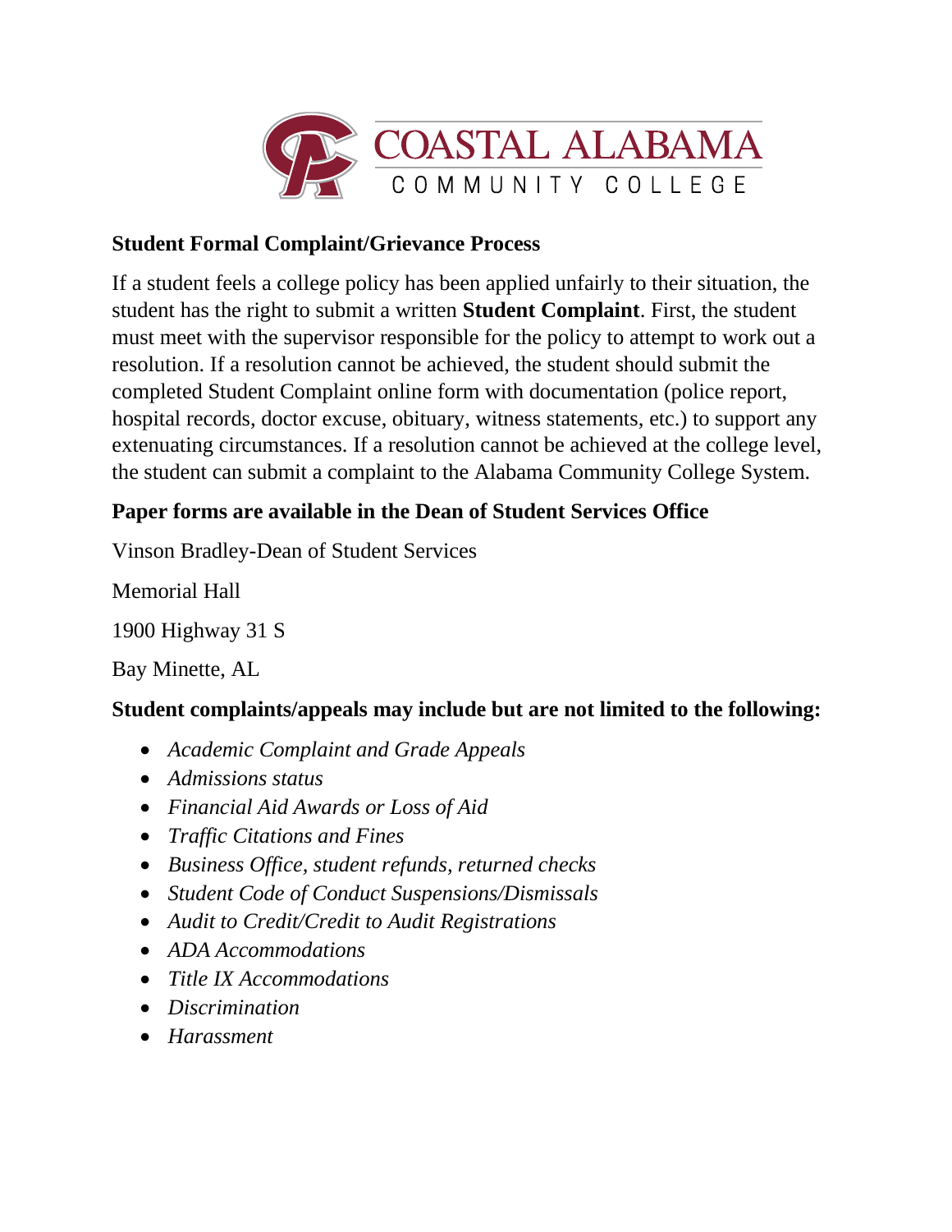COASTAL ALABAMA COMMUNITY COLLEGE

## Student Formal Complaint/Grievance Process

If a student feels a college policy has been applied unfairly to their situation, the student has the right to submit a written **Student Complaint**. First, the student must meet with the supervisor responsible for the policy to attempt to work out a resolution. If a resolution cannot be achieved, the student should submit the completed Student Complaint online form with documentation (police report, hospital records, doctor excuse, obituary, witness statements, etc.) to support any extenuating circumstances. If a resolution cannot be achieved at the college level, the student can submit a complaint to the Alabama Community College System.

### Paper forms are available in the Dean of Student Services Office

Vinson Bradley-Dean of Student Services

Memorial Hall

1900 Highway 31 S

Bay Minette, AL

### Student complaints/appeals may include but are not limited to the following:

- *Academic Complaint and Grade Appeals*
- *Admissions status*
- *Financial Aid Awards or Loss of Aid*
- *Traffic Citations and Fines*
- *Business Office, student refunds, returned checks*
- *Student Code of Conduct Suspensions/Dismissals*
- *Audit to Credit/Credit to Audit Registrations*
- *ADA Accommodations*
- *Title IX Accommodations*
- *Discrimination*
- *Harassment*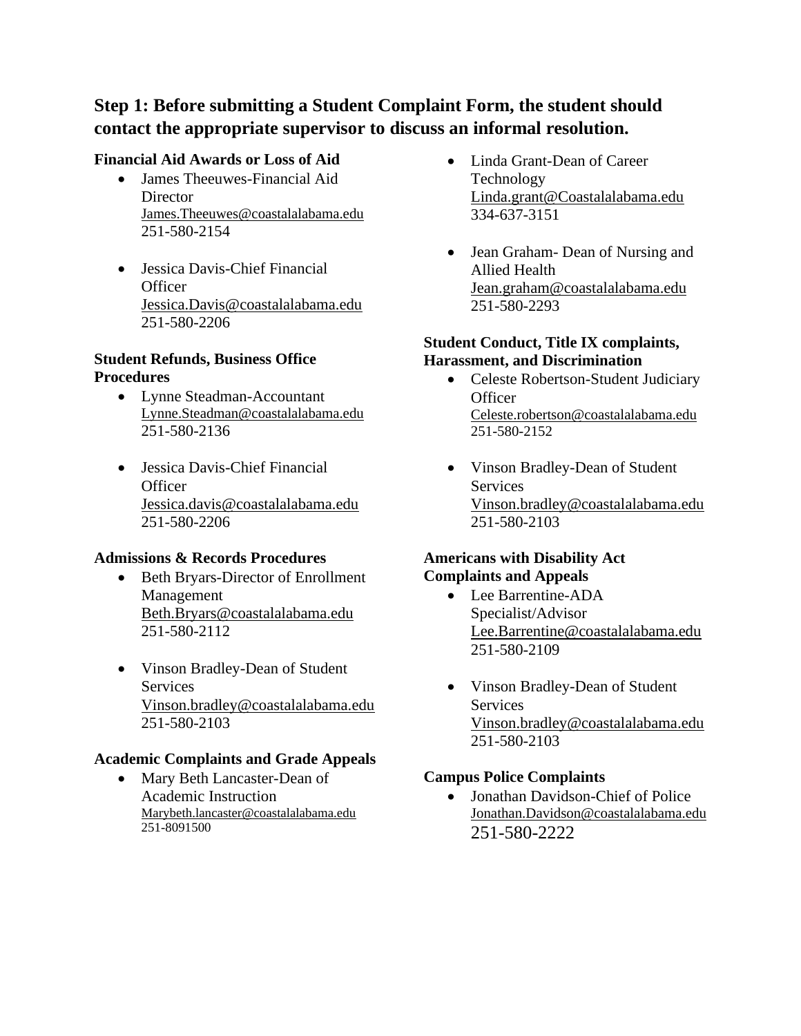## Step 1: Before submitting a Student Complaint Form, the student should contact the appropriate supervisor to discuss an informal resolution.

**Financial Aid Awards or Loss of Aid**

- James Theeuwes-Financial Aid Director
  James.Theeuwes@coastalalabama.edu
  251-580-2154

- Jessica Davis-Chief Financial Officer
  Jessica.Davis@coastalalabama.edu
  251-580-2206

**Student Refunds, Business Office Procedures**

- Lynne Steadman-Accountant
  Lynne.Steadman@coastalalabama.edu
  251-580-2136

- Jessica Davis-Chief Financial Officer
  Jessica.davis@coastalalabama.edu
  251-580-2206

**Admissions & Records Procedures**

- Beth Bryars-Director of Enrollment Management
  Beth.Bryars@coastalalabama.edu
  251-580-2112

- Vinson Bradley-Dean of Student Services
  Vinson.bradley@coastalalabama.edu
  251-580-2103

**Academic Complaints and Grade Appeals**

- Mary Beth Lancaster-Dean of Academic Instruction
  Marybeth.lancaster@coastalalabama.edu
  251-8091500

- Linda Grant-Dean of Career Technology
  Linda.grant@Coastalalabama.edu
  334-637-3151

- Jean Graham- Dean of Nursing and Allied Health
  Jean.graham@coastalalabama.edu
  251-580-2293

**Student Conduct, Title IX complaints, Harassment, and Discrimination**

- Celeste Robertson-Student Judiciary Officer
  Celeste.robertson@coastalalabama.edu
  251-580-2152

- Vinson Bradley-Dean of Student Services
  Vinson.bradley@coastalalabama.edu
  251-580-2103

**Americans with Disability Act Complaints and Appeals**

- Lee Barrentine-ADA Specialist/Advisor
  Lee.Barrentine@coastalalabama.edu
  251-580-2109

- Vinson Bradley-Dean of Student Services
  Vinson.bradley@coastalalabama.edu
  251-580-2103

**Campus Police Complaints**

- Jonathan Davidson-Chief of Police
  Jonathan.Davidson@coastalalabama.edu
  251-580-2222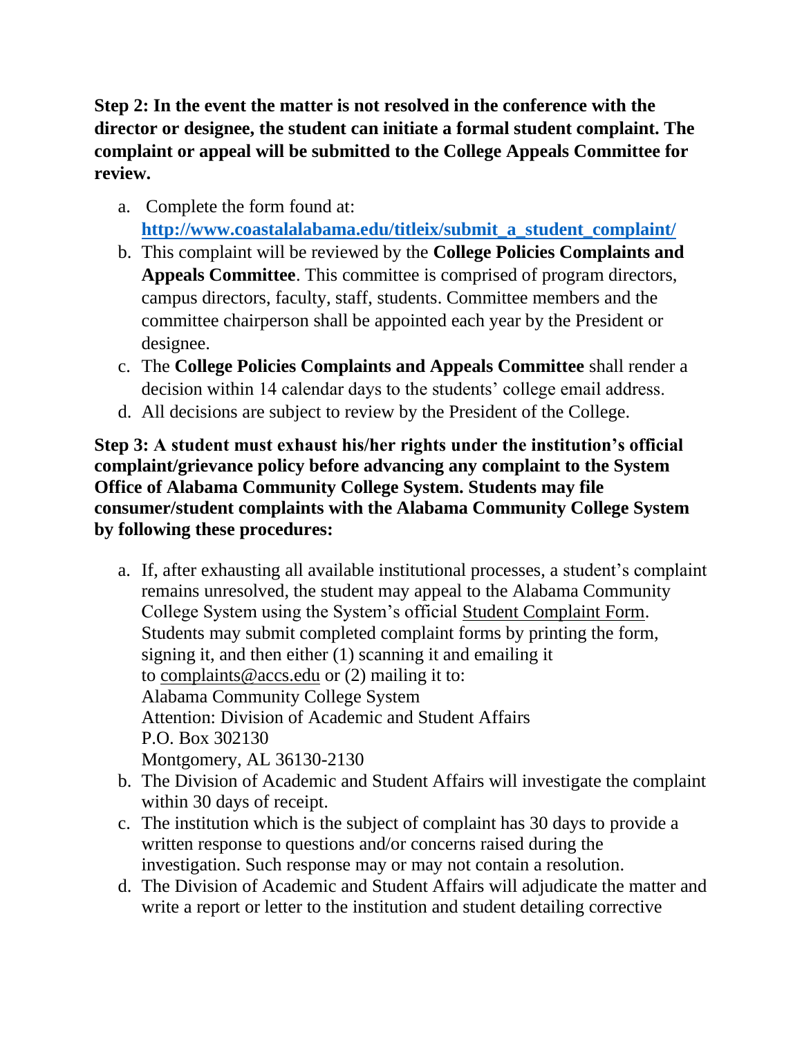**Step 2: In the event the matter is not resolved in the conference with the director or designee, the student can initiate a formal student complaint. The complaint or appeal will be submitted to the College Appeals Committee for review.**

a. Complete the form found at: **http://www.coastalalabama.edu/titleix/submit_a_student_complaint/**
b. This complaint will be reviewed by the **College Policies Complaints and Appeals Committee**. This committee is comprised of program directors, campus directors, faculty, staff, students. Committee members and the committee chairperson shall be appointed each year by the President or designee.
c. The **College Policies Complaints and Appeals Committee** shall render a decision within 14 calendar days to the students' college email address.
d. All decisions are subject to review by the President of the College.

**Step 3: A student must exhaust his/her rights under the institution's official complaint/grievance policy before advancing any complaint to the System Office of Alabama Community College System. Students may file consumer/student complaints with the Alabama Community College System by following these procedures:**

a. If, after exhausting all available institutional processes, a student's complaint remains unresolved, the student may appeal to the Alabama Community College System using the System's official Student Complaint Form. Students may submit completed complaint forms by printing the form, signing it, and then either (1) scanning it and emailing it to complaints@accs.edu or (2) mailing it to:
   Alabama Community College System
   Attention: Division of Academic and Student Affairs
   P.O. Box 302130
   Montgomery, AL 36130-2130
b. The Division of Academic and Student Affairs will investigate the complaint within 30 days of receipt.
c. The institution which is the subject of complaint has 30 days to provide a written response to questions and/or concerns raised during the investigation. Such response may or may not contain a resolution.
d. The Division of Academic and Student Affairs will adjudicate the matter and write a report or letter to the institution and student detailing corrective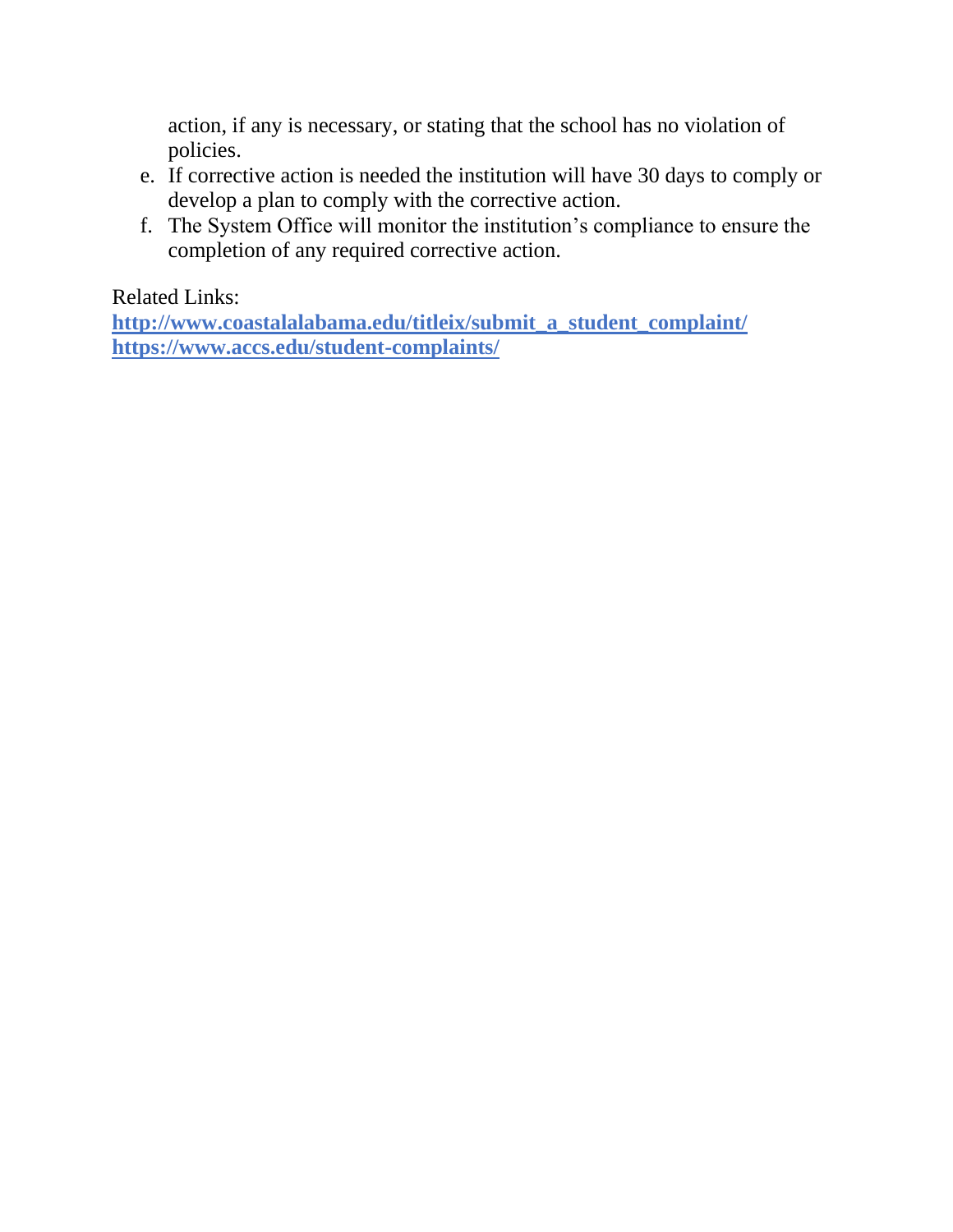action, if any is necessary, or stating that the school has no violation of policies.

e. If corrective action is needed the institution will have 30 days to comply or develop a plan to comply with the corrective action.
f. The System Office will monitor the institution's compliance to ensure the completion of any required corrective action.

Related Links:
**[http://www.coastalalabama.edu/titleix/submit_a_student_complaint/](http://www.coastalalabama.edu/titleix/submit_a_student_complaint/)**
**[https://www.accs.edu/student-complaints/](https://www.accs.edu/student-complaints/)**